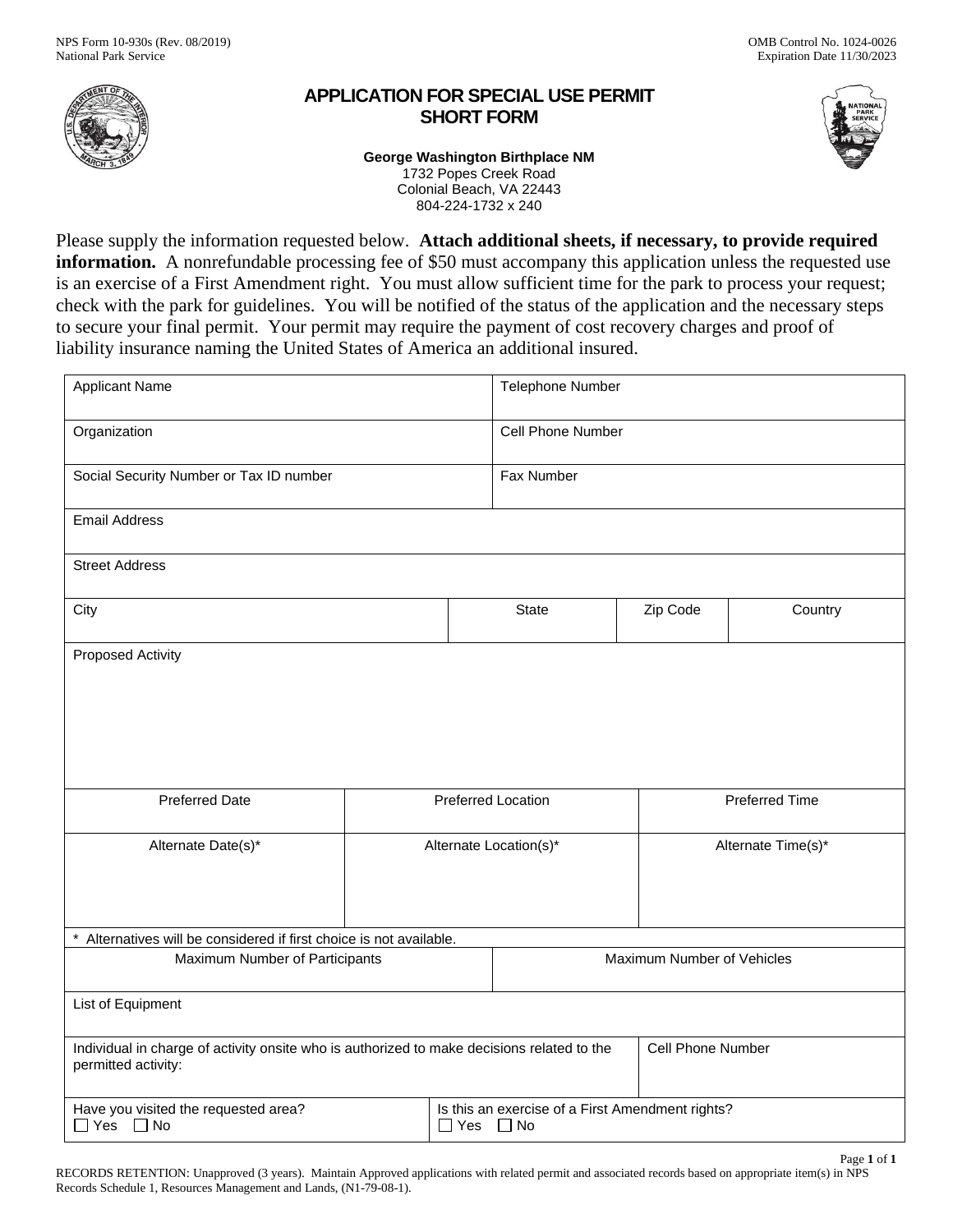NPS Form 10-930s (Rev. 08/2019)
National Park Service

OMB Control No. 1024-0026
Expiration Date 11/30/2023

# APPLICATION FOR SPECIAL USE PERMIT SHORT FORM

**George Washington Birthplace NM**
1732 Popes Creek Road
Colonial Beach, VA 22443
804-224-1732 x 240

Please supply the information requested below. **Attach additional sheets, if necessary, to provide required information.** A nonrefundable processing fee of $50 must accompany this application unless the requested use is an exercise of a First Amendment right. You must allow sufficient time for the park to process your request; check with the park for guidelines. You will be notified of the status of the application and the necessary steps to secure your final permit. Your permit may require the payment of cost recovery charges and proof of liability insurance naming the United States of America an additional insured.

| Applicant Name | | | Telephone Number |
|---|---|---|---|
| Organization | | | Cell Phone Number |
| Social Security Number or Tax ID number | | | Fax Number |
| Email Address | | | |
| Street Address | | | |
| City | State | Zip Code | Country |
| Proposed Activity | | | |
| Preferred Date | Preferred Location | | Preferred Time |
| Alternate Date(s)* | Alternate Location(s)* | | Alternate Time(s)* |
| * Alternatives will be considered if first choice is not available. | | | |
| Maximum Number of Participants | | Maximum Number of Vehicles | |
| List of Equipment | | | |
| Individual in charge of activity onsite who is authorized to make decisions related to the permitted activity: | | | Cell Phone Number |
| Have you visited the requested area? ☐ Yes ☐ No | | Is this an exercise of a First Amendment rights? ☐ Yes ☐ No | |

RECORDS RETENTION: Unapproved (3 years). Maintain Approved applications with related permit and associated records based on appropriate item(s) in NPS Records Schedule 1, Resources Management and Lands, (N1-79-08-1).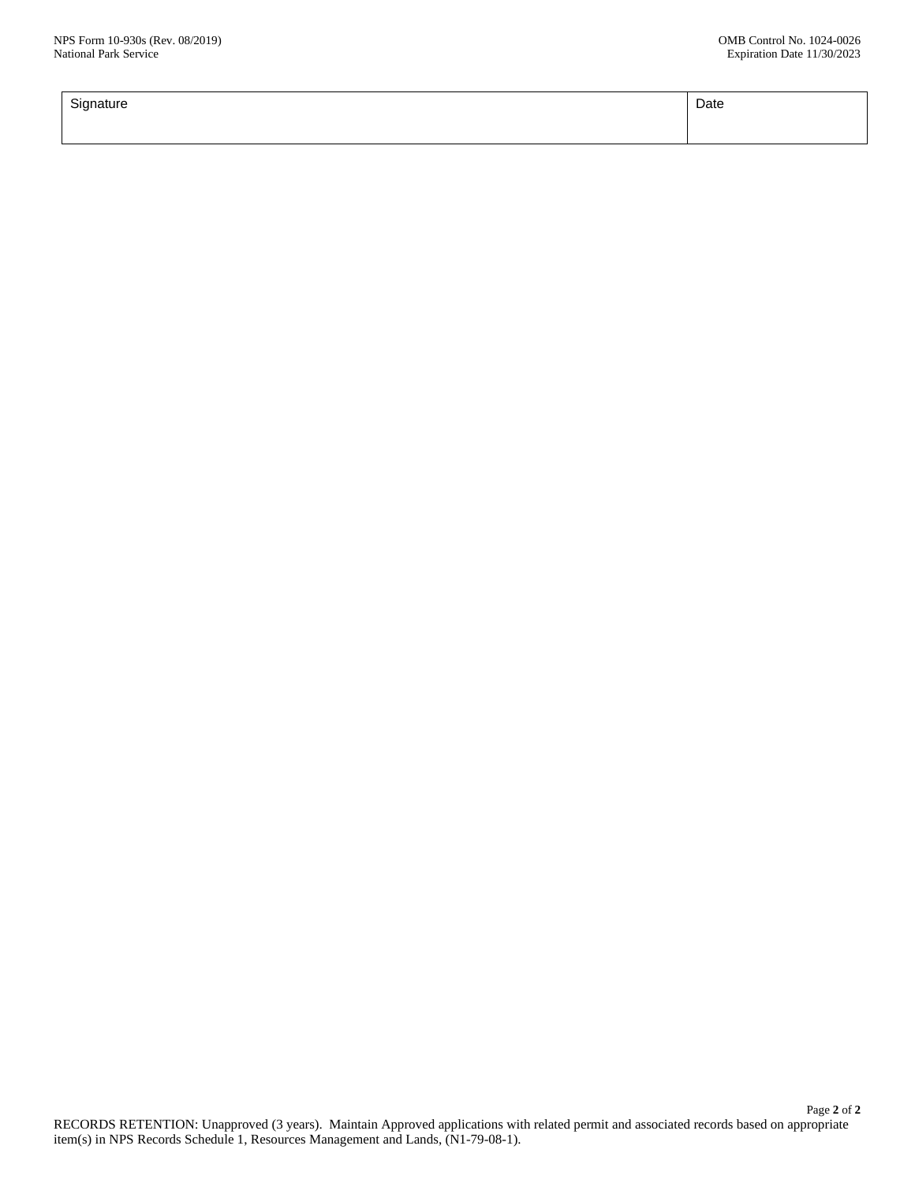| Signature | Date |
| --- | --- |
| | |

RECORDS RETENTION: Unapproved (3 years). Maintain Approved applications with related permit and associated records based on appropriate item(s) in NPS Records Schedule 1, Resources Management and Lands, (N1-79-08-1).